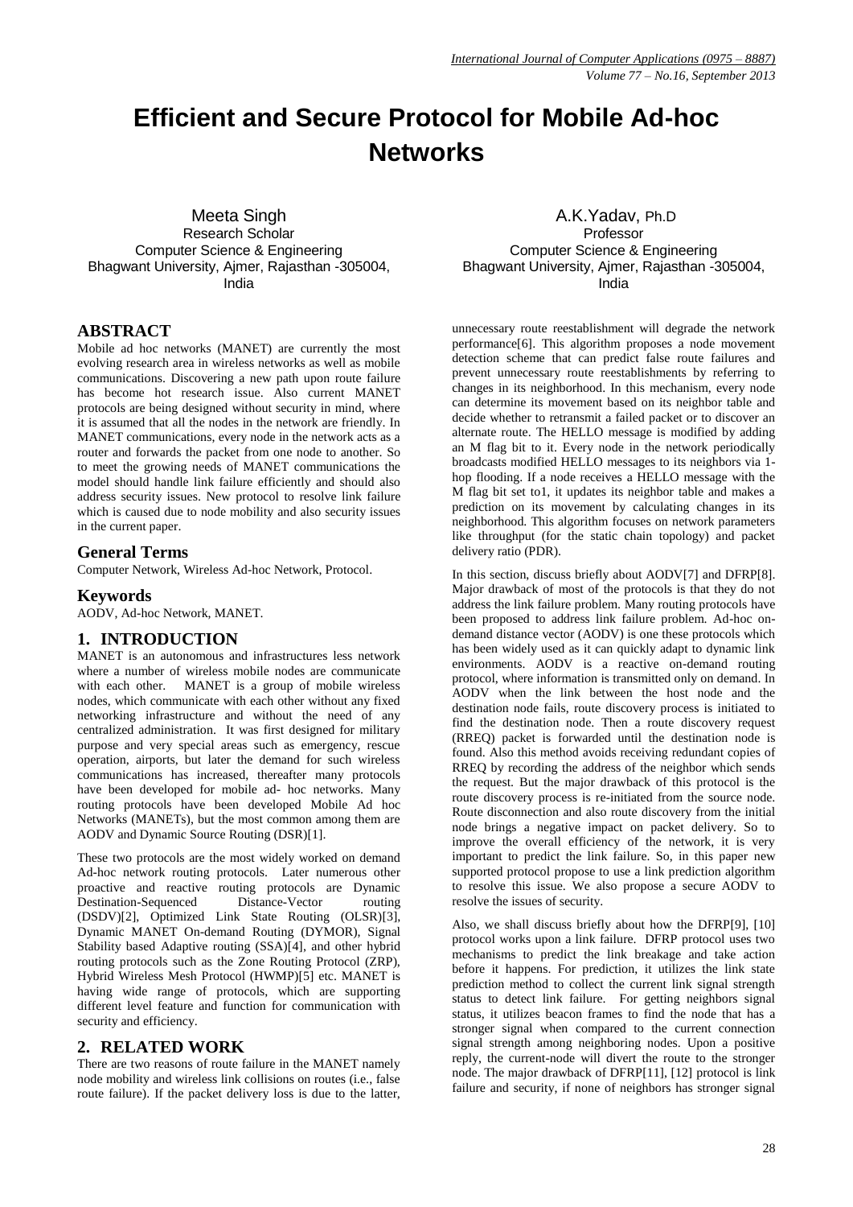# Efficient and Secure Protocol for Mobile Ad-hoc Networks

Meeta Singh
Research Scholar
Computer Science & Engineering
Bhagwant University, Ajmer, Rajasthan -305004, India

A.K.Yadav, Ph.D
Professor
Computer Science & Engineering
Bhagwant University, Ajmer, Rajasthan -305004, India

## ABSTRACT

Mobile ad hoc networks (MANET) are currently the most evolving research area in wireless networks as well as mobile communications. Discovering a new path upon route failure has become hot research issue. Also current MANET protocols are being designed without security in mind, where it is assumed that all the nodes in the network are friendly. In MANET communications, every node in the network acts as a router and forwards the packet from one node to another. So to meet the growing needs of MANET communications the model should handle link failure efficiently and should also address security issues. New protocol to resolve link failure which is caused due to node mobility and also security issues in the current paper.

## General Terms

Computer Network, Wireless Ad-hoc Network, Protocol.

## Keywords

AODV, Ad-hoc Network, MANET.

## 1. INTRODUCTION

MANET is an autonomous and infrastructures less network where a number of wireless mobile nodes are communicate with each other. MANET is a group of mobile wireless nodes, which communicate with each other without any fixed networking infrastructure and without the need of any centralized administration. It was first designed for military purpose and very special areas such as emergency, rescue operation, airports, but later the demand for such wireless communications has increased, thereafter many protocols have been developed for mobile ad- hoc networks. Many routing protocols have been developed Mobile Ad hoc Networks (MANETs), but the most common among them are AODV and Dynamic Source Routing (DSR)[1].

These two protocols are the most widely worked on demand Ad-hoc network routing protocols. Later numerous other proactive and reactive routing protocols are Dynamic Destination-Sequenced Distance-Vector routing (DSDV)[2], Optimized Link State Routing (OLSR)[3], Dynamic MANET On-demand Routing (DYMOR), Signal Stability based Adaptive routing (SSA)[4], and other hybrid routing protocols such as the Zone Routing Protocol (ZRP), Hybrid Wireless Mesh Protocol (HWMP)[5] etc. MANET is having wide range of protocols, which are supporting different level feature and function for communication with security and efficiency.

## 2. RELATED WORK

There are two reasons of route failure in the MANET namely node mobility and wireless link collisions on routes (i.e., false route failure). If the packet delivery loss is due to the latter, unnecessary route reestablishment will degrade the network performance[6]. This algorithm proposes a node movement detection scheme that can predict false route failures and prevent unnecessary route reestablishments by referring to changes in its neighborhood. In this mechanism, every node can determine its movement based on its neighbor table and decide whether to retransmit a failed packet or to discover an alternate route. The HELLO message is modified by adding an M flag bit to it. Every node in the network periodically broadcasts modified HELLO messages to its neighbors via 1-hop flooding. If a node receives a HELLO message with the M flag bit set to1, it updates its neighbor table and makes a prediction on its movement by calculating changes in its neighborhood. This algorithm focuses on network parameters like throughput (for the static chain topology) and packet delivery ratio (PDR).

In this section, discuss briefly about AODV[7] and DFRP[8]. Major drawback of most of the protocols is that they do not address the link failure problem. Many routing protocols have been proposed to address link failure problem. Ad-hoc on-demand distance vector (AODV) is one these protocols which has been widely used as it can quickly adapt to dynamic link environments. AODV is a reactive on-demand routing protocol, where information is transmitted only on demand. In AODV when the link between the host node and the destination node fails, route discovery process is initiated to find the destination node. Then a route discovery request (RREQ) packet is forwarded until the destination node is found. Also this method avoids receiving redundant copies of RREQ by recording the address of the neighbor which sends the request. But the major drawback of this protocol is the route discovery process is re-initiated from the source node. Route disconnection and also route discovery from the initial node brings a negative impact on packet delivery. So to improve the overall efficiency of the network, it is very important to predict the link failure. So, in this paper new supported protocol propose to use a link prediction algorithm to resolve this issue. We also propose a secure AODV to resolve the issues of security.

Also, we shall discuss briefly about how the DFRP[9], [10] protocol works upon a link failure. DFRP protocol uses two mechanisms to predict the link breakage and take action before it happens. For prediction, it utilizes the link state prediction method to collect the current link signal strength status to detect link failure. For getting neighbors signal status, it utilizes beacon frames to find the node that has a stronger signal when compared to the current connection signal strength among neighboring nodes. Upon a positive reply, the current-node will divert the route to the stronger node. The major drawback of DFRP[11], [12] protocol is link failure and security, if none of neighbors has stronger signal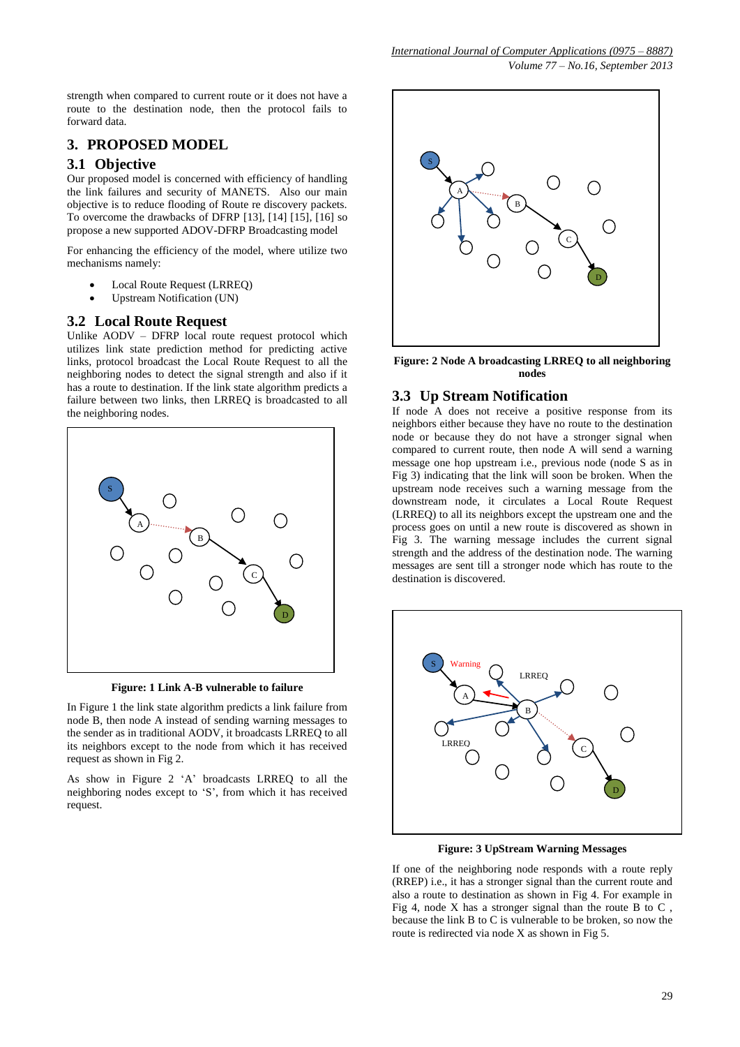strength when compared to current route or it does not have a route to the destination node, then the protocol fails to forward data.

## 3. PROPOSED MODEL

### 3.1 Objective

Our proposed model is concerned with efficiency of handling the link failures and security of MANETS. Also our main objective is to reduce flooding of Route re discovery packets. To overcome the drawbacks of DFRP [13], [14] [15], [16] so propose a new supported ADOV-DFRP Broadcasting model

For enhancing the efficiency of the model, where utilize two mechanisms namely:

- Local Route Request (LRREQ)
- Upstream Notification (UN)

### 3.2 Local Route Request

Unlike AODV – DFRP local route request protocol which utilizes link state prediction method for predicting active links, protocol broadcast the Local Route Request to all the neighboring nodes to detect the signal strength and also if it has a route to destination. If the link state algorithm predicts a failure between two links, then LRREQ is broadcasted to all the neighboring nodes.

**Figure: 1 Link A-B vulnerable to failure**

In Figure 1 the link state algorithm predicts a link failure from node B, then node A instead of sending warning messages to the sender as in traditional AODV, it broadcasts LRREQ to all its neighbors except to the node from which it has received request as shown in Fig 2.

As show in Figure 2 'A' broadcasts LRREQ to all the neighboring nodes except to 'S', from which it has received request.

**Figure: 2 Node A broadcasting LRREQ to all neighboring nodes**

### 3.3 Up Stream Notification

If node A does not receive a positive response from its neighbors either because they have no route to the destination node or because they do not have a stronger signal when compared to current route, then node A will send a warning message one hop upstream i.e., previous node (node S as in Fig 3) indicating that the link will soon be broken. When the upstream node receives such a warning message from the downstream node, it circulates a Local Route Request (LRREQ) to all its neighbors except the upstream one and the process goes on until a new route is discovered as shown in Fig 3. The warning message includes the current signal strength and the address of the destination node. The warning messages are sent till a stronger node which has route to the destination is discovered.

**Figure: 3 UpStream Warning Messages**

If one of the neighboring node responds with a route reply (RREP) i.e., it has a stronger signal than the current route and also a route to destination as shown in Fig 4. For example in Fig 4, node X has a stronger signal than the route B to C , because the link B to C is vulnerable to be broken, so now the route is redirected via node X as shown in Fig 5.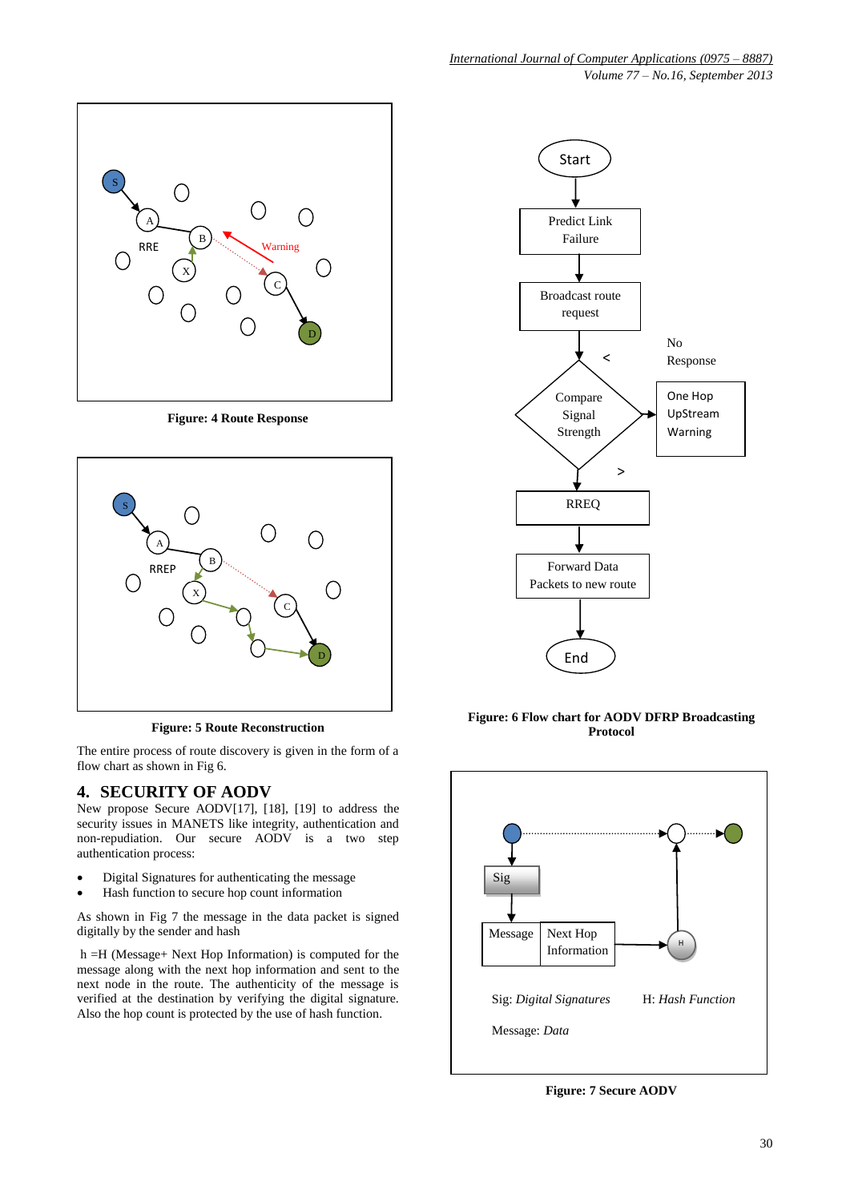Figure: 4 Route Response

Figure: 5 Route Reconstruction

The entire process of route discovery is given in the form of a flow chart as shown in Fig 6.

## 4. SECURITY OF AODV

New propose Secure AODV[17], [18], [19] to address the security issues in MANETS like integrity, authentication and non-repudiation. Our secure AODV is a two step authentication process:

- Digital Signatures for authenticating the message
- Hash function to secure hop count information

As shown in Fig 7 the message in the data packet is signed digitally by the sender and hash

h =H (Message+ Next Hop Information) is computed for the message along with the next hop information and sent to the next node in the route. The authenticity of the message is verified at the destination by verifying the digital signature. Also the hop count is protected by the use of hash function.

Figure: 6 Flow chart for AODV DFRP Broadcasting Protocol

Figure: 7 Secure AODV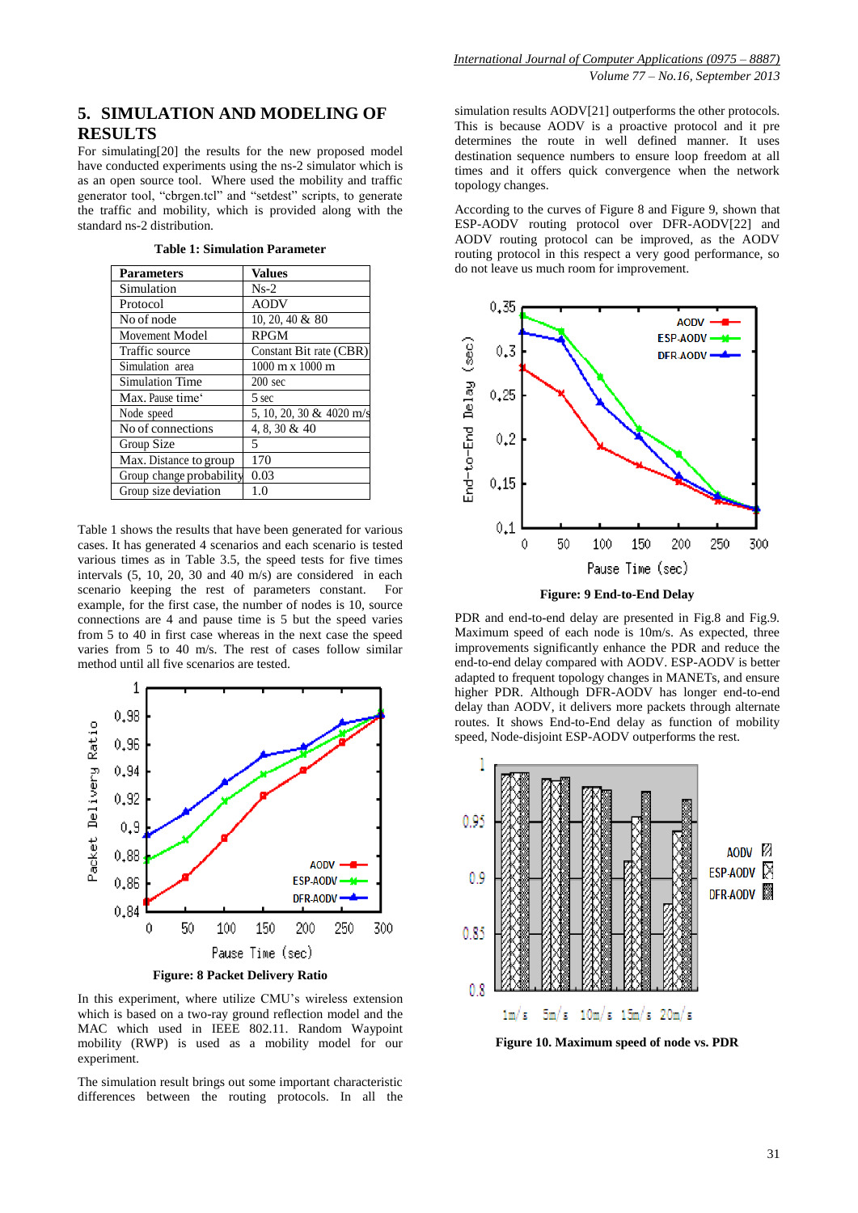## 5. SIMULATION AND MODELING OF RESULTS

For simulating[20] the results for the new proposed model have conducted experiments using the ns-2 simulator which is as an open source tool. Where used the mobility and traffic generator tool, "cbrgen.tcl" and "setdest" scripts, to generate the traffic and mobility, which is provided along with the standard ns-2 distribution.

**Table 1: Simulation Parameter**

| Parameters | Values |
|---|---|
| Simulation | Ns-2 |
| Protocol | AODV |
| No of node | 10, 20, 40 & 80 |
| Movement Model | RPGM |
| Traffic source | Constant Bit rate (CBR) |
| Simulation area | 1000 m x 1000 m |
| Simulation Time | 200 sec |
| Max. Pause time' | 5 sec |
| Node speed | 5, 10, 20, 30 & 4020 m/s |
| No of connections | 4, 8, 30 & 40 |
| Group Size | 5 |
| Max. Distance to group | 170 |
| Group change probability | 0.03 |
| Group size deviation | 1.0 |

Table 1 shows the results that have been generated for various cases. It has generated 4 scenarios and each scenario is tested various times as in Table 3.5, the speed tests for five times intervals (5, 10, 20, 30 and 40 m/s) are considered in each scenario keeping the rest of parameters constant. For example, for the first case, the number of nodes is 10, source connections are 4 and pause time is 5 but the speed varies from 5 to 40 in first case whereas in the next case the speed varies from 5 to 40 m/s. The rest of cases follow similar method until all five scenarios are tested.

**Figure: 8 Packet Delivery Ratio**

In this experiment, where utilize CMU's wireless extension which is based on a two-ray ground reflection model and the MAC which used in IEEE 802.11. Random Waypoint mobility (RWP) is used as a mobility model for our experiment.

The simulation result brings out some important characteristic differences between the routing protocols. In all the simulation results AODV[21] outperforms the other protocols. This is because AODV is a proactive protocol and it pre determines the route in well defined manner. It uses destination sequence numbers to ensure loop freedom at all times and it offers quick convergence when the network topology changes.

According to the curves of Figure 8 and Figure 9, shown that ESP-AODV routing protocol over DFR-AODV[22] and AODV routing protocol can be improved, as the AODV routing protocol in this respect a very good performance, so do not leave us much room for improvement.

**Figure: 9 End-to-End Delay**

PDR and end-to-end delay are presented in Fig.8 and Fig.9. Maximum speed of each node is 10m/s. As expected, three improvements significantly enhance the PDR and reduce the end-to-end delay compared with AODV. ESP-AODV is better adapted to frequent topology changes in MANETs, and ensure higher PDR. Although DFR-AODV has longer end-to-end delay than AODV, it delivers more packets through alternate routes. It shows End-to-End delay as function of mobility speed, Node-disjoint ESP-AODV outperforms the rest.

**Figure 10. Maximum speed of node vs. PDR**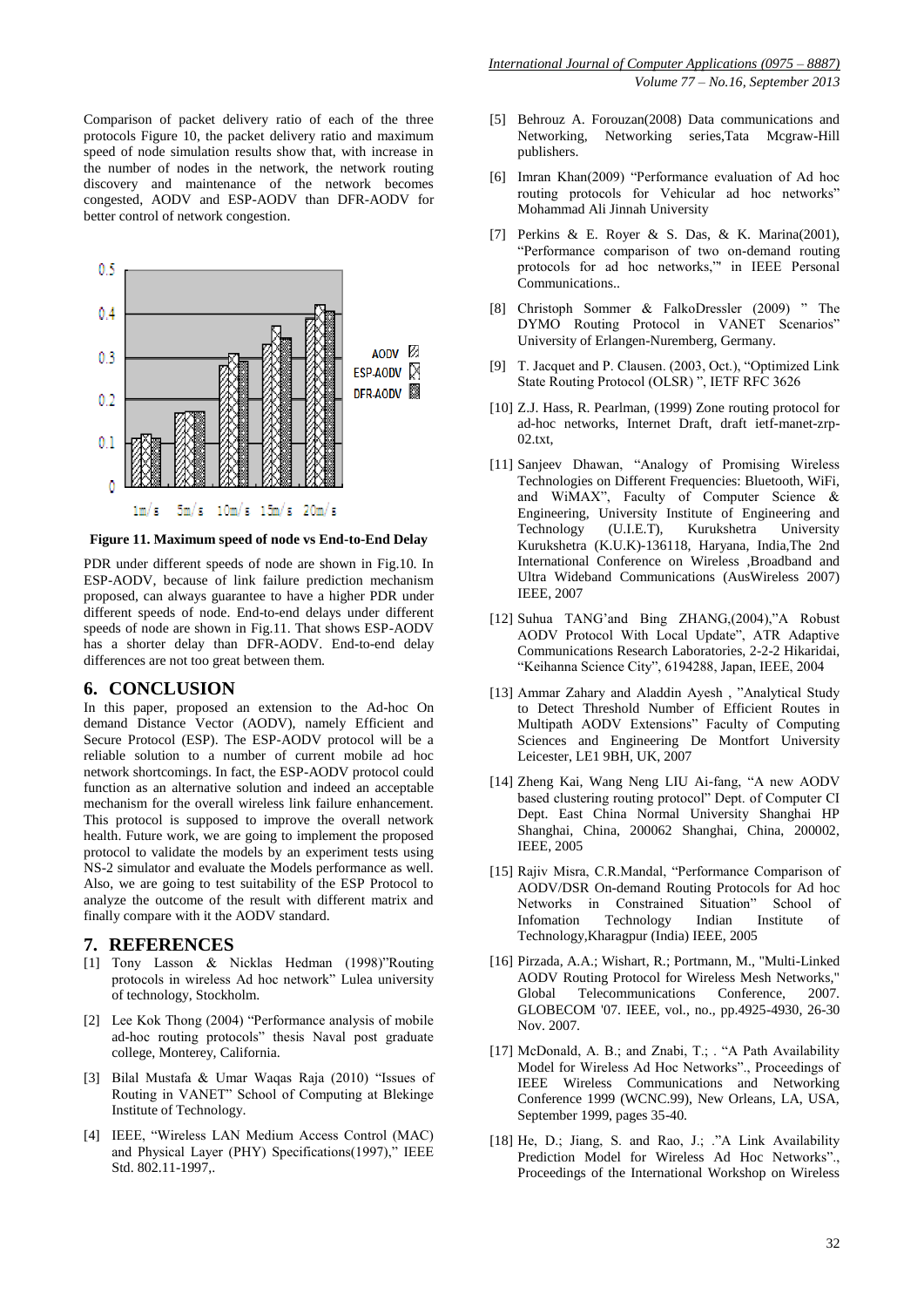Comparison of packet delivery ratio of each of the three protocols Figure 10, the packet delivery ratio and maximum speed of node simulation results show that, with increase in the number of nodes in the network, the network routing discovery and maintenance of the network becomes congested, AODV and ESP-AODV than DFR-AODV for better control of network congestion.

**Figure 11. Maximum speed of node vs End-to-End Delay**

PDR under different speeds of node are shown in Fig.10. In ESP-AODV, because of link failure prediction mechanism proposed, can always guarantee to have a higher PDR under different speeds of node. End-to-end delays under different speeds of node are shown in Fig.11. That shows ESP-AODV has a shorter delay than DFR-AODV. End-to-end delay differences are not too great between them.

## 6. CONCLUSION

In this paper, proposed an extension to the Ad-hoc On demand Distance Vector (AODV), namely Efficient and Secure Protocol (ESP). The ESP-AODV protocol will be a reliable solution to a number of current mobile ad hoc network shortcomings. In fact, the ESP-AODV protocol could function as an alternative solution and indeed an acceptable mechanism for the overall wireless link failure enhancement. This protocol is supposed to improve the overall network health. Future work, we are going to implement the proposed protocol to validate the models by an experiment tests using NS-2 simulator and evaluate the Models performance as well. Also, we are going to test suitability of the ESP Protocol to analyze the outcome of the result with different matrix and finally compare with it the AODV standard.

## 7. REFERENCES

[1] Tony Lasson & Nicklas Hedman (1998)"Routing protocols in wireless Ad hoc network" Lulea university of technology, Stockholm.

[2] Lee Kok Thong (2004) "Performance analysis of mobile ad-hoc routing protocols" thesis Naval post graduate college, Monterey, California.

[3] Bilal Mustafa & Umar Waqas Raja (2010) "Issues of Routing in VANET" School of Computing at Blekinge Institute of Technology.

[4] IEEE, "Wireless LAN Medium Access Control (MAC) and Physical Layer (PHY) Specifications(1997)," IEEE Std. 802.11-1997,.

[5] Behrouz A. Forouzan(2008) Data communications and Networking, Networking series,Tata Mcgraw-Hill publishers.

[6] Imran Khan(2009) "Performance evaluation of Ad hoc routing protocols for Vehicular ad hoc networks" Mohammad Ali Jinnah University

[7] Perkins & E. Royer & S. Das, & K. Marina(2001), "Performance comparison of two on-demand routing protocols for ad hoc networks,'" in IEEE Personal Communications..

[8] Christoph Sommer & FalkoDressler (2009) " The DYMO Routing Protocol in VANET Scenarios" University of Erlangen-Nuremberg, Germany.

[9] T. Jacquet and P. Clausen. (2003, Oct.), "Optimized Link State Routing Protocol (OLSR) ", IETF RFC 3626

[10] Z.J. Hass, R. Pearlman, (1999) Zone routing protocol for ad-hoc networks, Internet Draft, draft ietf-manet-zrp-02.txt,

[11] Sanjeev Dhawan, "Analogy of Promising Wireless Technologies on Different Frequencies: Bluetooth, WiFi, and WiMAX", Faculty of Computer Science & Engineering, University Institute of Engineering and Technology (U.I.E.T), Kurukshetra University Kurukshetra (K.U.K)-136118, Haryana, India,The 2nd International Conference on Wireless ,Broadband and Ultra Wideband Communications (AusWireless 2007) IEEE, 2007

[12] Suhua TANG'and Bing ZHANG,(2004),"A Robust AODV Protocol With Local Update", ATR Adaptive Communications Research Laboratories, 2-2-2 Hikaridai, "Keihanna Science City", 6194288, Japan, IEEE, 2004

[13] Ammar Zahary and Aladdin Ayesh , "Analytical Study to Detect Threshold Number of Efficient Routes in Multipath AODV Extensions" Faculty of Computing Sciences and Engineering De Montfort University Leicester, LE1 9BH, UK, 2007

[14] Zheng Kai, Wang Neng LIU Ai-fang, "A new AODV based clustering routing protocol" Dept. of Computer CI Dept. East China Normal University Shanghai HP Shanghai, China, 200062 Shanghai, China, 200002, IEEE, 2005

[15] Rajiv Misra, C.R.Mandal, "Performance Comparison of AODV/DSR On-demand Routing Protocols for Ad hoc Networks in Constrained Situation" School of Infomation Technology Indian Institute of Technology,Kharagpur (India) IEEE, 2005

[16] Pirzada, A.A.; Wishart, R.; Portmann, M., "Multi-Linked AODV Routing Protocol for Wireless Mesh Networks," Global Telecommunications Conference, 2007. GLOBECOM '07. IEEE, vol., no., pp.4925-4930, 26-30 Nov. 2007.

[17] McDonald, A. B.; and Znabi, T.; . "A Path Availability Model for Wireless Ad Hoc Networks"., Proceedings of IEEE Wireless Communications and Networking Conference 1999 (WCNC.99), New Orleans, LA, USA, September 1999, pages 35-40.

[18] He, D.; Jiang, S. and Rao, J.; ."A Link Availability Prediction Model for Wireless Ad Hoc Networks"., Proceedings of the International Workshop on Wireless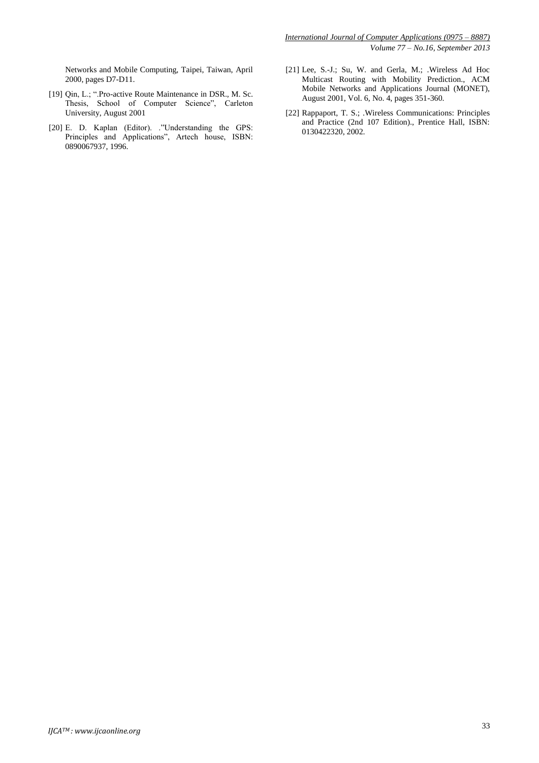Networks and Mobile Computing, Taipei, Taiwan, April 2000, pages D7-D11.

[19] Qin, L.; ".Pro-active Route Maintenance in DSR., M. Sc. Thesis, School of Computer Science", Carleton University, August 2001

[20] E. D. Kaplan (Editor). ."Understanding the GPS: Principles and Applications", Artech house, ISBN: 0890067937, 1996.

[21] Lee, S.-J.; Su, W. and Gerla, M.; .Wireless Ad Hoc Multicast Routing with Mobility Prediction., ACM Mobile Networks and Applications Journal (MONET), August 2001, Vol. 6, No. 4, pages 351-360.

[22] Rappaport, T. S.; .Wireless Communications: Principles and Practice (2nd 107 Edition)., Prentice Hall, ISBN: 0130422320, 2002.